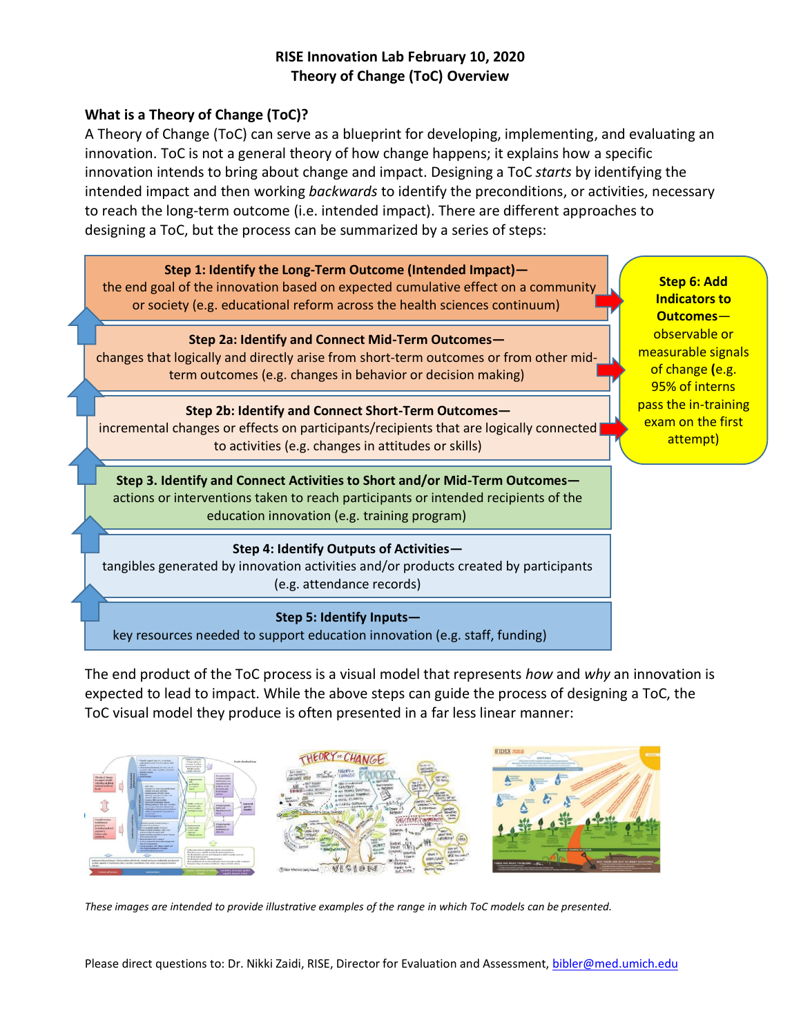# RISE Innovation Lab February 10, 2020
# Theory of Change (ToC) Overview

## What is a Theory of Change (ToC)?

A Theory of Change (ToC) can serve as a blueprint for developing, implementing, and evaluating an innovation. ToC is not a general theory of how change happens; it explains how a specific innovation intends to bring about change and impact. Designing a ToC *starts* by identifying the intended impact and then working *backwards* to identify the preconditions, or activities, necessary to reach the long-term outcome (i.e. intended impact). There are different approaches to designing a ToC, but the process can be summarized by a series of steps:

**Step 1: Identify the Long-Term Outcome (Intended Impact)—**
the end goal of the innovation based on expected cumulative effect on a community or society (e.g. educational reform across the health sciences continuum)

**Step 2a: Identify and Connect Mid-Term Outcomes—**
changes that logically and directly arise from short-term outcomes or from other mid-term outcomes (e.g. changes in behavior or decision making)

**Step 2b: Identify and Connect Short-Term Outcomes—**
incremental changes or effects on participants/recipients that are logically connected to activities (e.g. changes in attitudes or skills)

**Step 3. Identify and Connect Activities to Short and/or Mid-Term Outcomes—**
actions or interventions taken to reach participants or intended recipients of the education innovation (e.g. training program)

**Step 4: Identify Outputs of Activities—**
tangibles generated by innovation activities and/or products created by participants (e.g. attendance records)

**Step 5: Identify Inputs—**
key resources needed to support education innovation (e.g. staff, funding)

**Step 6: Add Indicators to Outcomes—**
observable or measurable signals of change **(**e.g. 95% of interns pass the in-training exam on the first attempt)

The end product of the ToC process is a visual model that represents *how* and *why* an innovation is expected to lead to impact. While the above steps can guide the process of designing a ToC, the ToC visual model they produce is often presented in a far less linear manner:

*These images are intended to provide illustrative examples of the range in which ToC models can be presented.*

Please direct questions to: Dr. Nikki Zaidi, RISE, Director for Evaluation and Assessment, bibler@med.umich.edu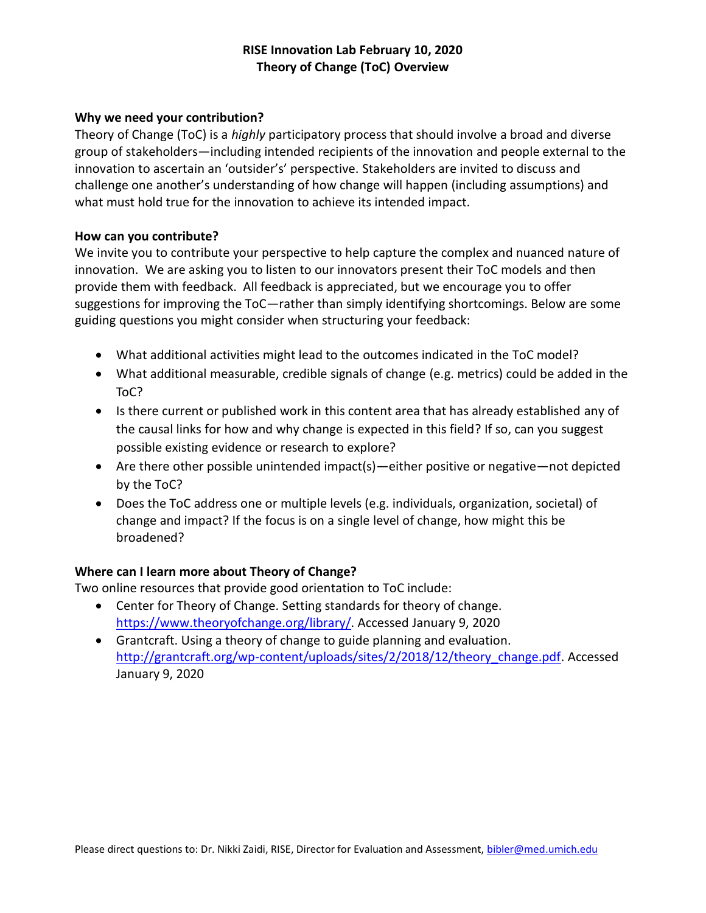**RISE Innovation Lab February 10, 2020**
**Theory of Change (ToC) Overview**

**Why we need your contribution?**

Theory of Change (ToC) is a *highly* participatory process that should involve a broad and diverse group of stakeholders—including intended recipients of the innovation and people external to the innovation to ascertain an 'outsider's' perspective. Stakeholders are invited to discuss and challenge one another's understanding of how change will happen (including assumptions) and what must hold true for the innovation to achieve its intended impact.

**How can you contribute?**

We invite you to contribute your perspective to help capture the complex and nuanced nature of innovation. We are asking you to listen to our innovators present their ToC models and then provide them with feedback. All feedback is appreciated, but we encourage you to offer suggestions for improving the ToC—rather than simply identifying shortcomings. Below are some guiding questions you might consider when structuring your feedback:

- What additional activities might lead to the outcomes indicated in the ToC model?
- What additional measurable, credible signals of change (e.g. metrics) could be added in the ToC?
- Is there current or published work in this content area that has already established any of the causal links for how and why change is expected in this field? If so, can you suggest possible existing evidence or research to explore?
- Are there other possible unintended impact(s)—either positive or negative—not depicted by the ToC?
- Does the ToC address one or multiple levels (e.g. individuals, organization, societal) of change and impact? If the focus is on a single level of change, how might this be broadened?

**Where can I learn more about Theory of Change?**

Two online resources that provide good orientation to ToC include:

- Center for Theory of Change. Setting standards for theory of change. https://www.theoryofchange.org/library/. Accessed January 9, 2020
- Grantcraft. Using a theory of change to guide planning and evaluation. http://grantcraft.org/wp-content/uploads/sites/2/2018/12/theory_change.pdf. Accessed January 9, 2020

Please direct questions to: Dr. Nikki Zaidi, RISE, Director for Evaluation and Assessment, bibler@med.umich.edu